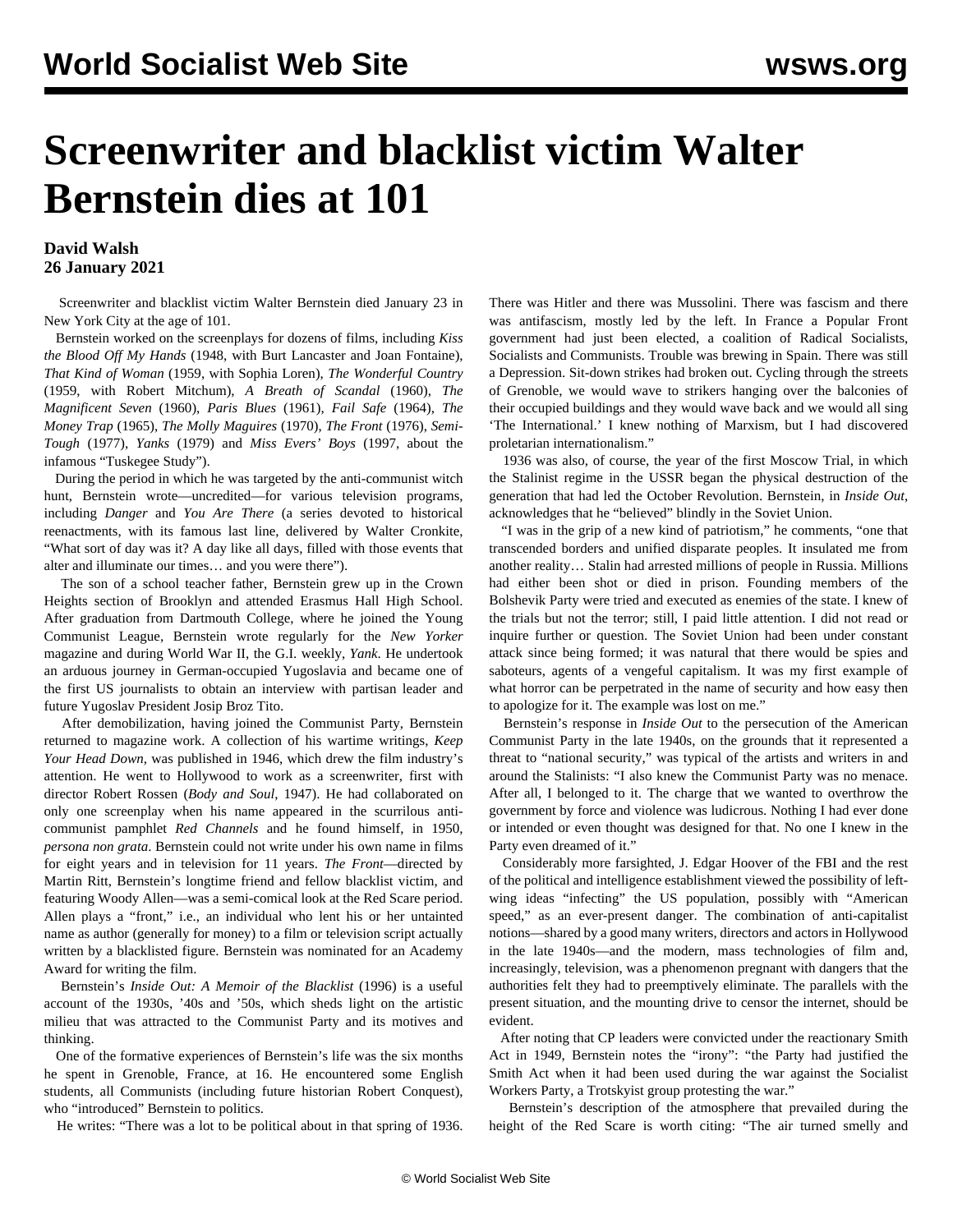# Screenwriter and blacklist victim Walter Bernstein dies at 101

**David Walsh**
**26 January 2021**

Screenwriter and blacklist victim Walter Bernstein died January 23 in New York City at the age of 101.

Bernstein worked on the screenplays for dozens of films, including *Kiss the Blood Off My Hands* (1948, with Burt Lancaster and Joan Fontaine), *That Kind of Woman* (1959, with Sophia Loren), *The Wonderful Country* (1959, with Robert Mitchum), *A Breath of Scandal* (1960), *The Magnificent Seven* (1960), *Paris Blues* (1961), *Fail Safe* (1964), *The Money Trap* (1965), *The Molly Maguires* (1970), *The Front* (1976), *Semi-Tough* (1977), *Yanks* (1979) and *Miss Evers' Boys* (1997, about the infamous "Tuskegee Study").

During the period in which he was targeted by the anti-communist witch hunt, Bernstein wrote—uncredited—for various television programs, including *Danger* and *You Are There* (a series devoted to historical reenactments, with its famous last line, delivered by Walter Cronkite, "What sort of day was it? A day like all days, filled with those events that alter and illuminate our times… and you were there").

The son of a school teacher father, Bernstein grew up in the Crown Heights section of Brooklyn and attended Erasmus Hall High School. After graduation from Dartmouth College, where he joined the Young Communist League, Bernstein wrote regularly for the *New Yorker* magazine and during World War II, the G.I. weekly, *Yank*. He undertook an arduous journey in German-occupied Yugoslavia and became one of the first US journalists to obtain an interview with partisan leader and future Yugoslav President Josip Broz Tito.

After demobilization, having joined the Communist Party, Bernstein returned to magazine work. A collection of his wartime writings, *Keep Your Head Down*, was published in 1946, which drew the film industry's attention. He went to Hollywood to work as a screenwriter, first with director Robert Rossen (*Body and Soul*, 1947). He had collaborated on only one screenplay when his name appeared in the scurrilous anti-communist pamphlet *Red Channels* and he found himself, in 1950, *persona non grata*. Bernstein could not write under his own name in films for eight years and in television for 11 years. *The Front*—directed by Martin Ritt, Bernstein's longtime friend and fellow blacklist victim, and featuring Woody Allen—was a semi-comical look at the Red Scare period. Allen plays a "front," i.e., an individual who lent his or her untainted name as author (generally for money) to a film or television script actually written by a blacklisted figure. Bernstein was nominated for an Academy Award for writing the film.

Bernstein's *Inside Out: A Memoir of the Blacklist* (1996) is a useful account of the 1930s, '40s and '50s, which sheds light on the artistic milieu that was attracted to the Communist Party and its motives and thinking.

One of the formative experiences of Bernstein's life was the six months he spent in Grenoble, France, at 16. He encountered some English students, all Communists (including future historian Robert Conquest), who "introduced" Bernstein to politics.

He writes: "There was a lot to be political about in that spring of 1936. There was Hitler and there was Mussolini. There was fascism and there was antifascism, mostly led by the left. In France a Popular Front government had just been elected, a coalition of Radical Socialists, Socialists and Communists. Trouble was brewing in Spain. There was still a Depression. Sit-down strikes had broken out. Cycling through the streets of Grenoble, we would wave to strikers hanging over the balconies of their occupied buildings and they would wave back and we would all sing 'The International.' I knew nothing of Marxism, but I had discovered proletarian internationalism."

1936 was also, of course, the year of the first Moscow Trial, in which the Stalinist regime in the USSR began the physical destruction of the generation that had led the October Revolution. Bernstein, in *Inside Out*, acknowledges that he "believed" blindly in the Soviet Union.

"I was in the grip of a new kind of patriotism," he comments, "one that transcended borders and unified disparate peoples. It insulated me from another reality… Stalin had arrested millions of people in Russia. Millions had either been shot or died in prison. Founding members of the Bolshevik Party were tried and executed as enemies of the state. I knew of the trials but not the terror; still, I paid little attention. I did not read or inquire further or question. The Soviet Union had been under constant attack since being formed; it was natural that there would be spies and saboteurs, agents of a vengeful capitalism. It was my first example of what horror can be perpetrated in the name of security and how easy then to apologize for it. The example was lost on me."

Bernstein's response in *Inside Out* to the persecution of the American Communist Party in the late 1940s, on the grounds that it represented a threat to "national security," was typical of the artists and writers in and around the Stalinists: "I also knew the Communist Party was no menace. After all, I belonged to it. The charge that we wanted to overthrow the government by force and violence was ludicrous. Nothing I had ever done or intended or even thought was designed for that. No one I knew in the Party even dreamed of it."

Considerably more farsighted, J. Edgar Hoover of the FBI and the rest of the political and intelligence establishment viewed the possibility of left-wing ideas "infecting" the US population, possibly with "American speed," as an ever-present danger. The combination of anti-capitalist notions—shared by a good many writers, directors and actors in Hollywood in the late 1940s—and the modern, mass technologies of film and, increasingly, television, was a phenomenon pregnant with dangers that the authorities felt they had to preemptively eliminate. The parallels with the present situation, and the mounting drive to censor the internet, should be evident.

After noting that CP leaders were convicted under the reactionary Smith Act in 1949, Bernstein notes the "irony": "the Party had justified the Smith Act when it had been used during the war against the Socialist Workers Party, a Trotskyist group protesting the war."

Bernstein's description of the atmosphere that prevailed during the height of the Red Scare is worth citing: "The air turned smelly and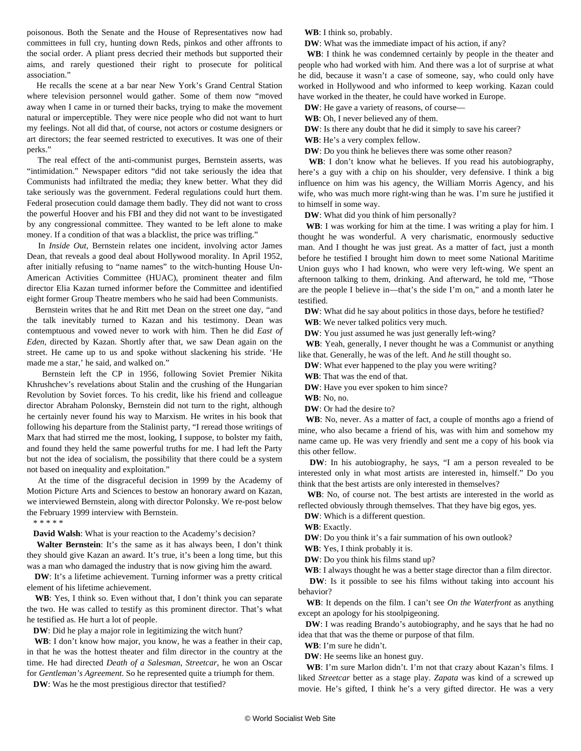poisonous. Both the Senate and the House of Representatives now had committees in full cry, hunting down Reds, pinkos and other affronts to the social order. A pliant press decried their methods but supported their aims, and rarely questioned their right to prosecute for political association."

He recalls the scene at a bar near New York's Grand Central Station where television personnel would gather. Some of them now "moved away when I came in or turned their backs, trying to make the movement natural or imperceptible. They were nice people who did not want to hurt my feelings. Not all did that, of course, not actors or costume designers or art directors; the fear seemed restricted to executives. It was one of their perks."

The real effect of the anti-communist purges, Bernstein asserts, was "intimidation." Newspaper editors "did not take seriously the idea that Communists had infiltrated the media; they knew better. What they did take seriously was the government. Federal regulations could hurt them. Federal prosecution could damage them badly. They did not want to cross the powerful Hoover and his FBI and they did not want to be investigated by any congressional committee. They wanted to be left alone to make money. If a condition of that was a blacklist, the price was trifling."

In *Inside Out*, Bernstein relates one incident, involving actor James Dean, that reveals a good deal about Hollywood morality. In April 1952, after initially refusing to "name names" to the witch-hunting House Un-American Activities Committee (HUAC), prominent theater and film director Elia Kazan turned informer before the Committee and identified eight former Group Theatre members who he said had been Communists.

Bernstein writes that he and Ritt met Dean on the street one day, "and the talk inevitably turned to Kazan and his testimony. Dean was contemptuous and vowed never to work with him. Then he did *East of Eden*, directed by Kazan. Shortly after that, we saw Dean again on the street. He came up to us and spoke without slackening his stride. 'He made me a star,' he said, and walked on."

Bernstein left the CP in 1956, following Soviet Premier Nikita Khrushchev's revelations about Stalin and the crushing of the Hungarian Revolution by Soviet forces. To his credit, like his friend and colleague director Abraham Polonsky, Bernstein did not turn to the right, although he certainly never found his way to Marxism. He writes in his book that following his departure from the Stalinist party, "I reread those writings of Marx that had stirred me the most, looking, I suppose, to bolster my faith, and found they held the same powerful truths for me. I had left the Party but not the idea of socialism, the possibility that there could be a system not based on inequality and exploitation."

At the time of the disgraceful decision in 1999 by the Academy of Motion Picture Arts and Sciences to bestow an honorary award on Kazan, we interviewed Bernstein, along with director Polonsky. We re-post below the February 1999 interview with Bernstein.

\* \* \* \* \*

**David Walsh**: What is your reaction to the Academy's decision?

**Walter Bernstein**: It's the same as it has always been, I don't think they should give Kazan an award. It's true, it's been a long time, but this was a man who damaged the industry that is now giving him the award.

**DW**: It's a lifetime achievement. Turning informer was a pretty critical element of his lifetime achievement.

**WB**: Yes, I think so. Even without that, I don't think you can separate the two. He was called to testify as this prominent director. That's what he testified as. He hurt a lot of people.

**DW**: Did he play a major role in legitimizing the witch hunt?

**WB**: I don't know how major, you know, he was a feather in their cap, in that he was the hottest theater and film director in the country at the time. He had directed *Death of a Salesman*, *Streetcar*, he won an Oscar for *Gentleman's Agreement*. So he represented quite a triumph for them.

**DW**: Was he the most prestigious director that testified?

**WB**: I think so, probably.

**DW**: What was the immediate impact of his action, if any?

**WB**: I think he was condemned certainly by people in the theater and people who had worked with him. And there was a lot of surprise at what he did, because it wasn't a case of someone, say, who could only have worked in Hollywood and who informed to keep working. Kazan could have worked in the theater, he could have worked in Europe.

**DW**: He gave a variety of reasons, of course—

**WB**: Oh, I never believed any of them.

**DW**: Is there any doubt that he did it simply to save his career?

**WB**: He's a very complex fellow.

**DW**: Do you think he believes there was some other reason?

**WB**: I don't know what he believes. If you read his autobiography, here's a guy with a chip on his shoulder, very defensive. I think a big influence on him was his agency, the William Morris Agency, and his wife, who was much more right-wing than he was. I'm sure he justified it to himself in some way.

**DW**: What did you think of him personally?

**WB**: I was working for him at the time. I was writing a play for him. I thought he was wonderful. A very charismatic, enormously seductive man. And I thought he was just great. As a matter of fact, just a month before he testified I brought him down to meet some National Maritime Union guys who I had known, who were very left-wing. We spent an afternoon talking to them, drinking. And afterward, he told me, "Those are the people I believe in—that's the side I'm on," and a month later he testified.

**DW**: What did he say about politics in those days, before he testified?

**WB**: We never talked politics very much.

**DW**: You just assumed he was just generally left-wing?

**WB**: Yeah, generally, I never thought he was a Communist or anything like that. Generally, he was of the left. And *he* still thought so.

**DW**: What ever happened to the play you were writing?

**WB**: That was the end of that.

**DW**: Have you ever spoken to him since?

**WB**: No, no.

**DW**: Or had the desire to?

**WB**: No, never. As a matter of fact, a couple of months ago a friend of mine, who also became a friend of his, was with him and somehow my name came up. He was very friendly and sent me a copy of his book via this other fellow.

**DW**: In his autobiography, he says, "I am a person revealed to be interested only in what most artists are interested in, himself." Do you think that the best artists are only interested in themselves?

**WB**: No, of course not. The best artists are interested in the world as reflected obviously through themselves. That they have big egos, yes.

**DW**: Which is a different question.

**WB**: Exactly.

**DW**: Do you think it's a fair summation of his own outlook?

**WB**: Yes, I think probably it is.

**DW**: Do you think his films stand up?

**WB**: I always thought he was a better stage director than a film director.

**DW**: Is it possible to see his films without taking into account his behavior?

**WB**: It depends on the film. I can't see *On the Waterfront* as anything except an apology for his stoolpigeoning.

**DW**: I was reading Brando's autobiography, and he says that he had no idea that that was the theme or purpose of that film.

**WB**: I'm sure he didn't.

**DW**: He seems like an honest guy.

**WB**: I'm sure Marlon didn't. I'm not that crazy about Kazan's films. I liked *Streetcar* better as a stage play. *Zapata* was kind of a screwed up movie. He's gifted, I think he's a very gifted director. He was a very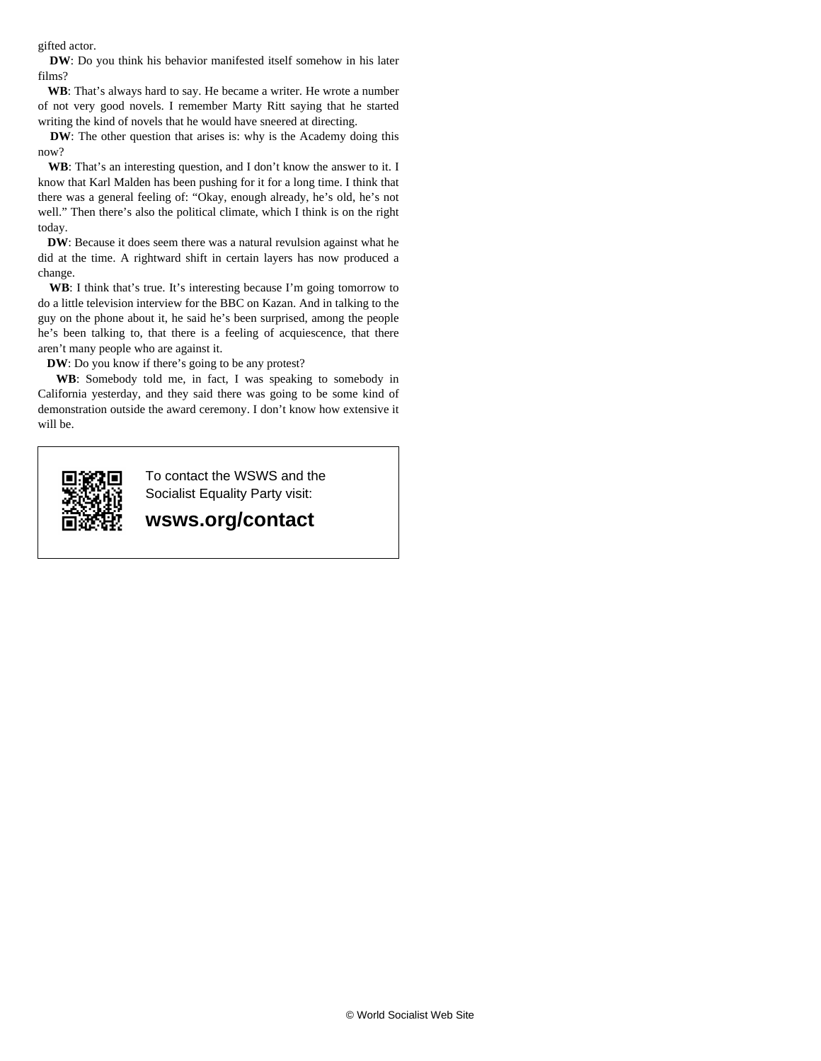gifted actor.

**DW**: Do you think his behavior manifested itself somehow in his later films?

**WB**: That's always hard to say. He became a writer. He wrote a number of not very good novels. I remember Marty Ritt saying that he started writing the kind of novels that he would have sneered at directing.

**DW**: The other question that arises is: why is the Academy doing this now?

**WB**: That's an interesting question, and I don't know the answer to it. I know that Karl Malden has been pushing for it for a long time. I think that there was a general feeling of: "Okay, enough already, he's old, he's not well." Then there's also the political climate, which I think is on the right today.

**DW**: Because it does seem there was a natural revulsion against what he did at the time. A rightward shift in certain layers has now produced a change.

**WB**: I think that's true. It's interesting because I'm going tomorrow to do a little television interview for the BBC on Kazan. And in talking to the guy on the phone about it, he said he's been surprised, among the people he's been talking to, that there is a feeling of acquiescence, that there aren't many people who are against it.

**DW**: Do you know if there's going to be any protest?

**WB**: Somebody told me, in fact, I was speaking to somebody in California yesterday, and they said there was going to be some kind of demonstration outside the award ceremony. I don't know how extensive it will be.

To contact the WSWS and the Socialist Equality Party visit:

**wsws.org/contact**